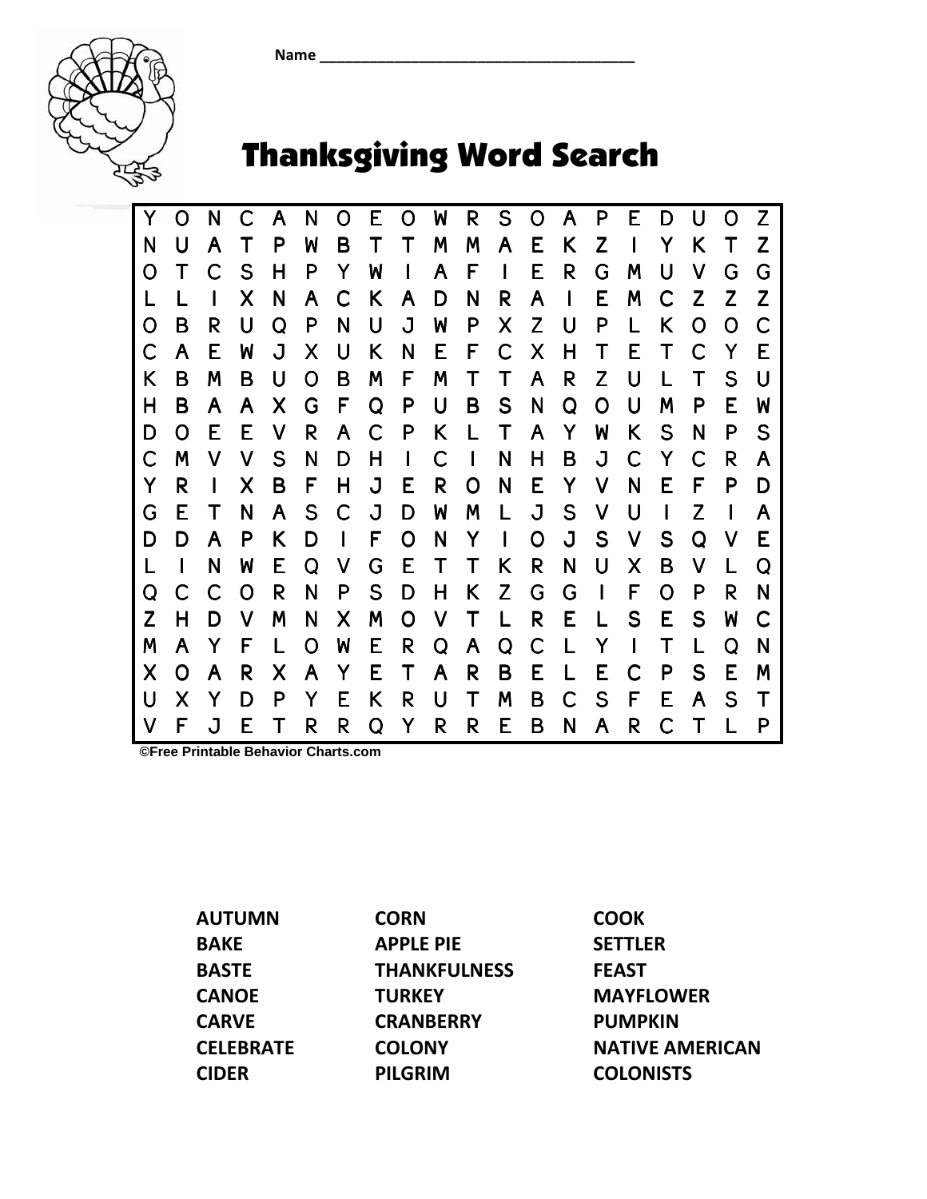Name ________________________________________

# Thanksgiving Word Search

| | | | | | | | | | | | | | | | | | | | |
|---|---|---|---|---|---|---|---|---|---|---|---|---|---|---|---|---|---|---|---|
| Y | O | N | C | A | N | O | E | O | W | R | S | O | A | P | E | D | U | O | Z |
| N | U | A | T | P | W | B | T | T | M | M | A | E | K | Z | I | Y | K | T | Z |
| O | T | C | S | H | P | Y | W | I | A | F | I | E | R | G | M | U | V | G | G |
| L | L | I | X | N | A | C | K | A | D | N | R | A | I | E | M | C | Z | Z | Z |
| O | B | R | U | Q | P | N | U | J | W | P | X | Z | U | P | L | K | O | O | C |
| C | A | E | W | J | X | U | K | N | E | F | C | X | H | T | E | T | C | Y | E |
| K | B | M | B | U | O | B | M | F | M | T | T | A | R | Z | U | L | T | S | U |
| H | B | A | A | X | G | F | Q | P | U | B | S | N | Q | O | U | M | P | E | W |
| D | O | E | E | V | R | A | C | P | K | L | T | A | Y | W | K | S | N | P | S |
| C | M | V | V | S | N | D | H | I | C | I | N | H | B | J | C | Y | C | R | A |
| Y | R | I | X | B | F | H | J | E | R | O | N | E | Y | V | N | E | F | P | D |
| G | E | T | N | A | S | C | J | D | W | M | L | J | S | V | U | I | Z | I | A |
| D | D | A | P | K | D | I | F | O | N | Y | I | O | J | S | V | S | Q | V | E |
| L | I | N | W | E | Q | V | G | E | T | T | K | R | N | U | X | B | V | L | Q |
| Q | C | C | O | R | N | P | S | D | H | K | Z | G | G | I | F | O | P | R | N |
| Z | H | D | V | M | N | X | M | O | V | T | L | R | E | L | S | E | S | W | C |
| M | A | Y | F | L | O | W | E | R | Q | A | Q | C | L | Y | I | T | L | Q | N |
| X | O | A | R | X | A | Y | E | T | A | R | B | E | L | E | C | P | S | E | M |
| U | X | Y | D | P | Y | E | K | R | U | T | M | B | C | S | F | E | A | S | T |
| V | F | J | E | T | R | R | Q | Y | R | R | E | B | N | A | R | C | T | L | P |

©Free Printable Behavior Charts.com

| | | |
|---|---|---|
| **AUTUMN** | **CORN** | **COOK** |
| **BAKE** | **APPLE PIE** | **SETTLER** |
| **BASTE** | **THANKFULNESS** | **FEAST** |
| **CANOE** | **TURKEY** | **MAYFLOWER** |
| **CARVE** | **CRANBERRY** | **PUMPKIN** |
| **CELEBRATE** | **COLONY** | **NATIVE AMERICAN** |
| **CIDER** | **PILGRIM** | **COLONISTS** |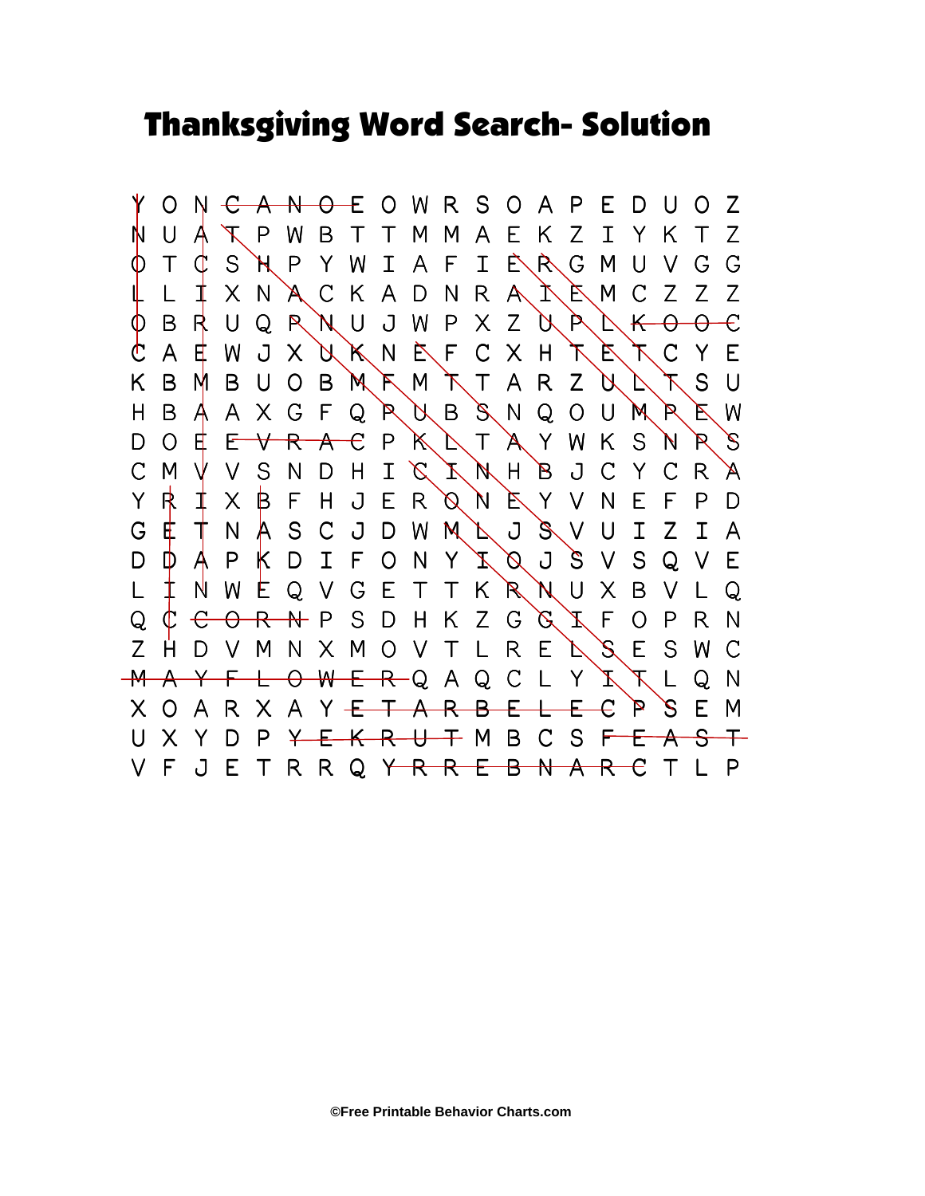# Thanksgiving Word Search- Solution

```
Y O N C A N O E O W R S O A P E D U O Z
N U A T P W B T T M M A E K Z I Y K T Z
O T C S H P Y W I A F I E R G M U V G G
L L I X N A C K A D N R A I E M C Z Z Z
O B R U Q P N U J W P X Z U P L K O O C
C A E W J X U K N E F C X H T E T C Y E
K B M B U O B M F M T T A R Z U L T S U
H B A A X G F Q P U B S N Q O U M P E W
D O E E V R A C P K L T A Y W K S N P S
C M V V S N D H I C I N H B J C Y C R A
Y R I X B F H J E R O N E Y V N E F P D
G E T N A S C J D W M L J S V U I Z I A
D D A P K D I F O N Y I O J S V S Q V E
L I N W E Q V G E T T K R N U X B V L Q
Q C C O R N P S D H K Z G G I F O P R N
Z H D V M N X M O V T L R E L S E S W C
M A Y F L O W E R Q A Q C L Y I T L Q N
X O A R X A Y E T A R B E L E C P S E M
U X Y D P Y E K R U T M B C S F E A S T
V F J E T R R Q Y R R E B N A R C T L P
```

©Free Printable Behavior Charts.com